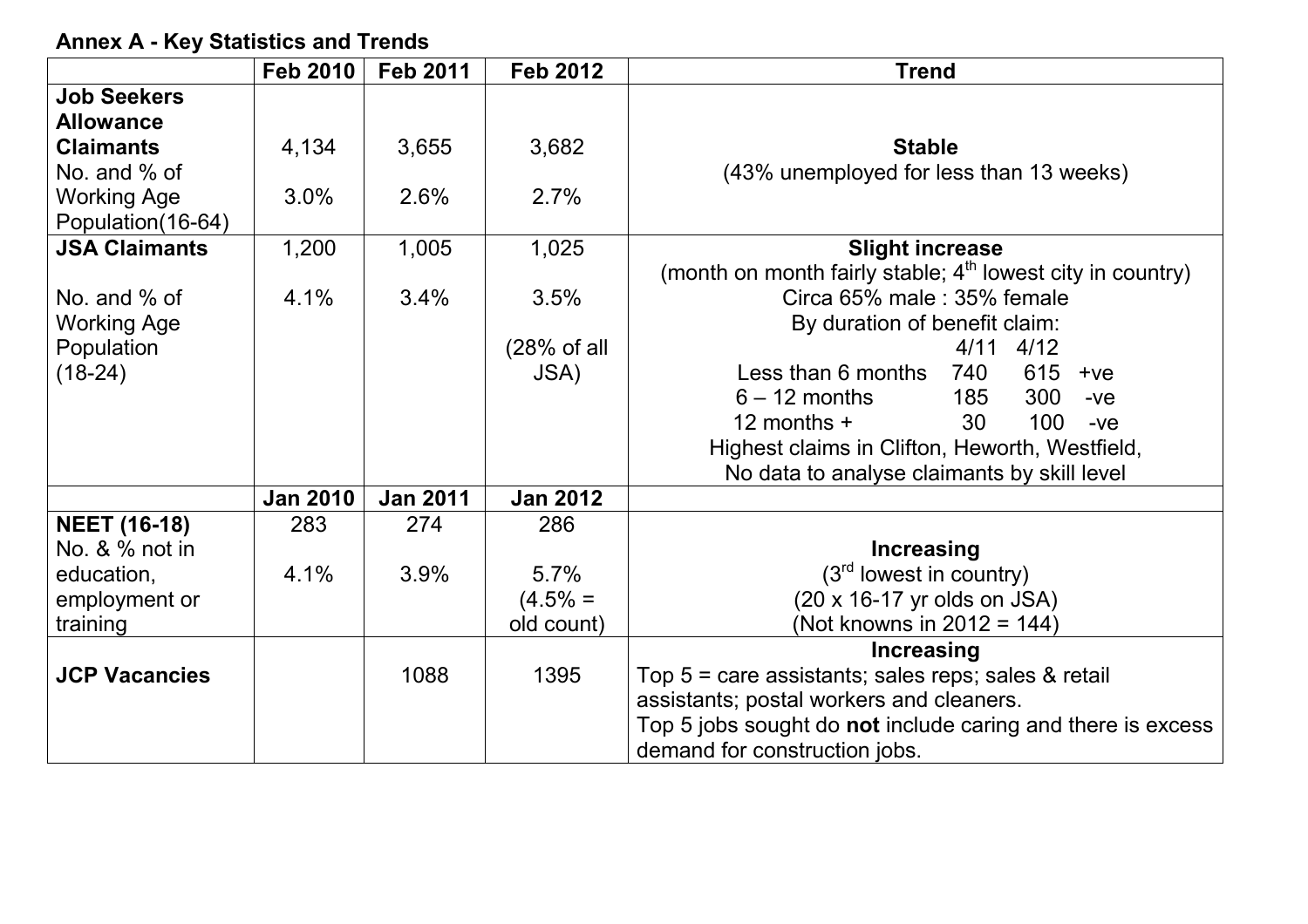**Annex A - Key Statistics and Trends**

| | Feb 2010 | Feb 2011 | Feb 2012 | Trend |
|---|---|---|---|---|
| **Job Seekers Allowance Claimants** No. and % of Working Age Population(16-64) | 4,134<br>3.0% | 3,655<br>2.6% | 3,682<br>2.7% | **Stable**<br>(43% unemployed for less than 13 weeks) |
| **JSA Claimants**<br><br>No. and % of Working Age Population (18-24) | 1,200<br><br>4.1% | 1,005<br><br>3.4% | 1,025<br><br>3.5%<br><br>(28% of all JSA) | **Slight increase**<br>(month on month fairly stable; 4th lowest city in country)<br>Circa 65% male : 35% female<br>By duration of benefit claim:<br>4/11 4/12<br>Less than 6 months 740 615 +ve<br>6 – 12 months 185 300 -ve<br>12 months + 30 100 -ve<br>Highest claims in Clifton, Heworth, Westfield,<br>No data to analyse claimants by skill level |
| | **Jan 2010** | **Jan 2011** | **Jan 2012** | |
| **NEET (16-18)** No. & % not in education, employment or training | 283<br>4.1% | 274<br>3.9% | 286<br>5.7%<br>(4.5% = old count) | **Increasing**<br>(3rd lowest in country)<br>(20 x 16-17 yr olds on JSA)<br>(Not knowns in 2012 = 144) |
| **JCP Vacancies** | | 1088 | 1395 | **Increasing**<br>Top 5 = care assistants; sales reps; sales & retail assistants; postal workers and cleaners.<br>Top 5 jobs sought do **not** include caring and there is excess demand for construction jobs. |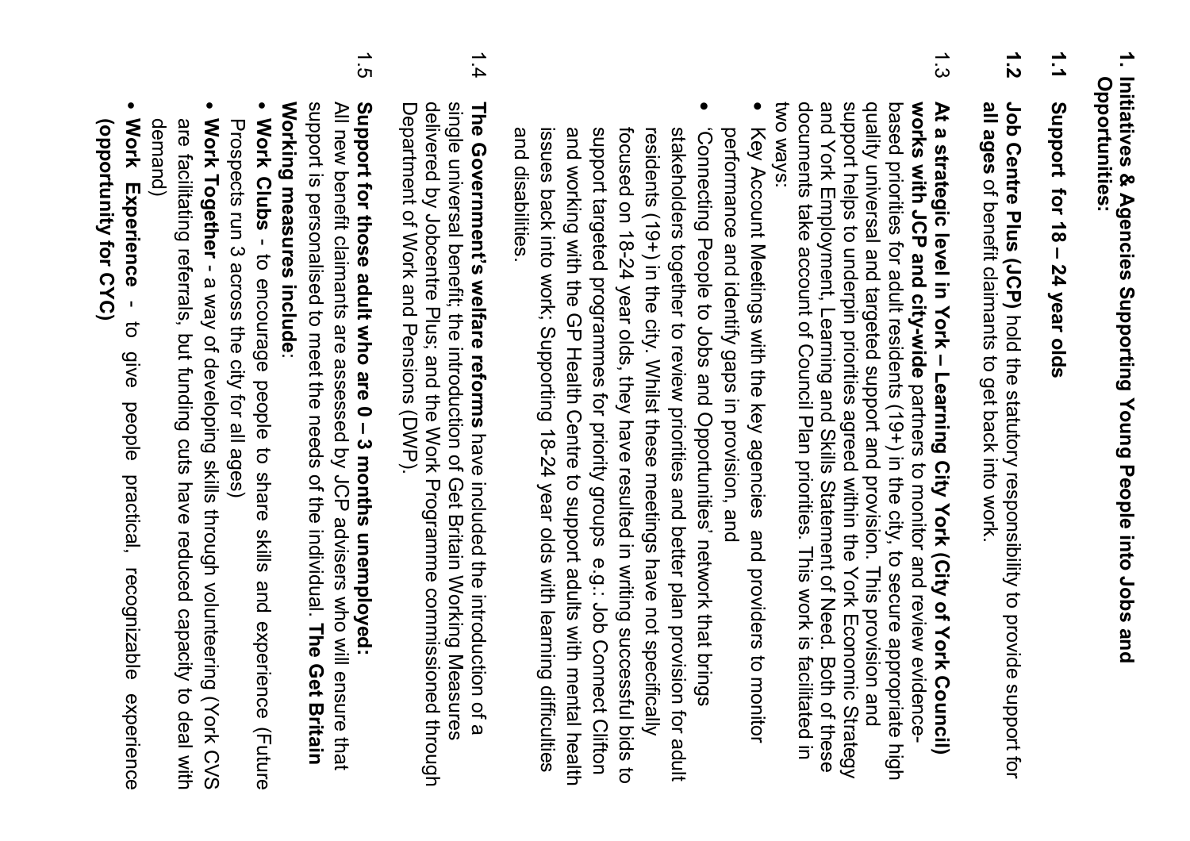## 1. Initiatives & Agencies Supporting Young People into Jobs and Opportunities:

**1.1 Support for 18 – 24 year olds**

**1.2** **Job Centre Plus (JCP)** hold the statutory responsibility to provide support for **all ages** of benefit claimants to get back into work.

1.3 **At a strategic level in York – Learning City York (City of York Council) works with JCP and city-wide** partners to monitor and review evidence-based priorities for adult residents (19+) in the city, to secure appropriate high quality universal and targeted support and provision. This provision and support helps to underpin priorities agreed within the York Economic Strategy and York Employment, Learning and Skills Statement of Need. Both of these documents take account of Council Plan priorities. This work is facilitated in two ways:

- Key Account Meetings with the key agencies and providers to monitor performance and identify gaps in provision, and
- 'Connecting People to Jobs and Opportunities' network that brings stakeholders together to review priorities and better plan provision for adult residents (19+) in the city. Whilst these meetings have not specifically focused on 18-24 year olds, they have resulted in writing successful bids to support targeted programmes for priority groups e.g.: Job Connect Clifton and working with the GP Health Centre to support adults with mental health issues back into work; Supporting 18-24 year olds with learning difficulties and disabilities.

1.4 **The Government's welfare reforms** have included the introduction of a single universal benefit; the introduction of Get Britain Working Measures delivered by Jobcentre Plus; and the Work Programme commissioned through Department of Work and Pensions (DWP).

1.5 **Support for those adult who are 0 – 3 months unemployed:**
All new benefit claimants are assessed by JCP advisers who will ensure that support is personalised to meet the needs of the individual. **The Get Britain Working measures include**:

- **Work Clubs** - to encourage people to share skills and experience (Future Prospects run 3 across the city for all ages)
- **Work Together** - a way of developing skills through volunteering (York CVS are facilitating referrals, but funding cuts have reduced capacity to deal with demand)
- **Work Experience** - to give people practical, recognizable experience **(opportunity for CYC)**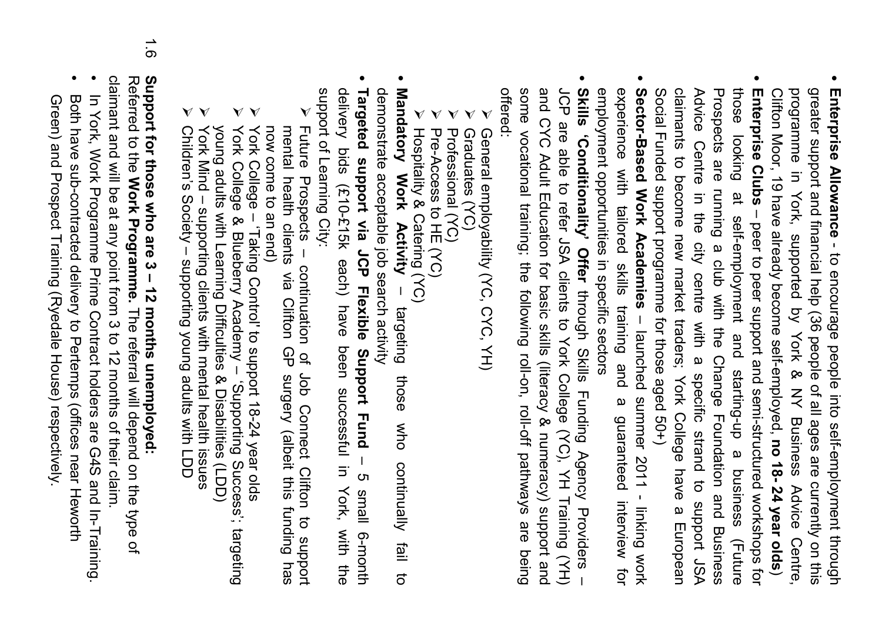- **Enterprise Allowance** - to encourage people into self-employment through greater support and financial help (36 people of all ages are currently on this programme in York, supported by York & NY Business Advice Centre, Clifton Moor, 19 have already become self-employed, **no 18- 24 year olds**)
- **Enterprise Clubs** – peer to peer support and semi-structured workshops for those looking at self-employment and starting-up a business (Future Prospects are running a club with the Change Foundation and Business Advice Centre in the city centre with a specific strand to support JSA claimants to become new market traders; York College have a European Social Funded support programme for those aged 50+)
- **Sector-Based Work Academies** – launched summer 2011 - linking work experience with tailored skills training and a guaranteed interview for employment opportunities in specific sectors
- **Skills 'Conditionality' Offer** through Skills Funding Agency Providers – JCP are able to refer JSA clients to York College (YC), YH Training (YH) and CYC Adult Education for basic skills (literacy & numeracy) support and some vocational training; the following roll-on, roll-off pathways are being offered:
  - General employability (YC, CYC, YH)
  - Graduates (YC)
  - Professional (YC)
  - Pre-Access to HE (YC)
  - Hospitality & Catering (YC)
- **Mandatory Work Activity** – targeting those who continually fail to demonstrate acceptable job search activity
- **Targeted support via JCP Flexible Support Fund** – 5 small 6-month delivery bids (£10-£15k each) have been successful in York, with the support of Learning City:
  - Future Prospects – continuation of Job Connect Clifton to support mental health clients via Clifton GP surgery (albeit this funding has now come to an end)
  - York College – 'Taking Control' to support 18-24 year olds
  - York College & Blueberry Academy – 'Supporting Success'; targeting young adults with Learning Difficulties & Disabilities (LDD)
  - York Mind – supporting clients with mental health issues
  - Children's Society – supporting young adults with LDD

1.6 **Support for those who are 3 – 12 months unemployed:**
Referred to the **Work Programme.** The referral will depend on the type of claimant and will be at any point from 3 to 12 months of their claim.

- In York, Work Programme Prime Contract holders are G4S and In-Training.
- Both have sub-contracted delivery to Pertemps (offices near Heworth Green) and Prospect Training (Ryedale House) respectively.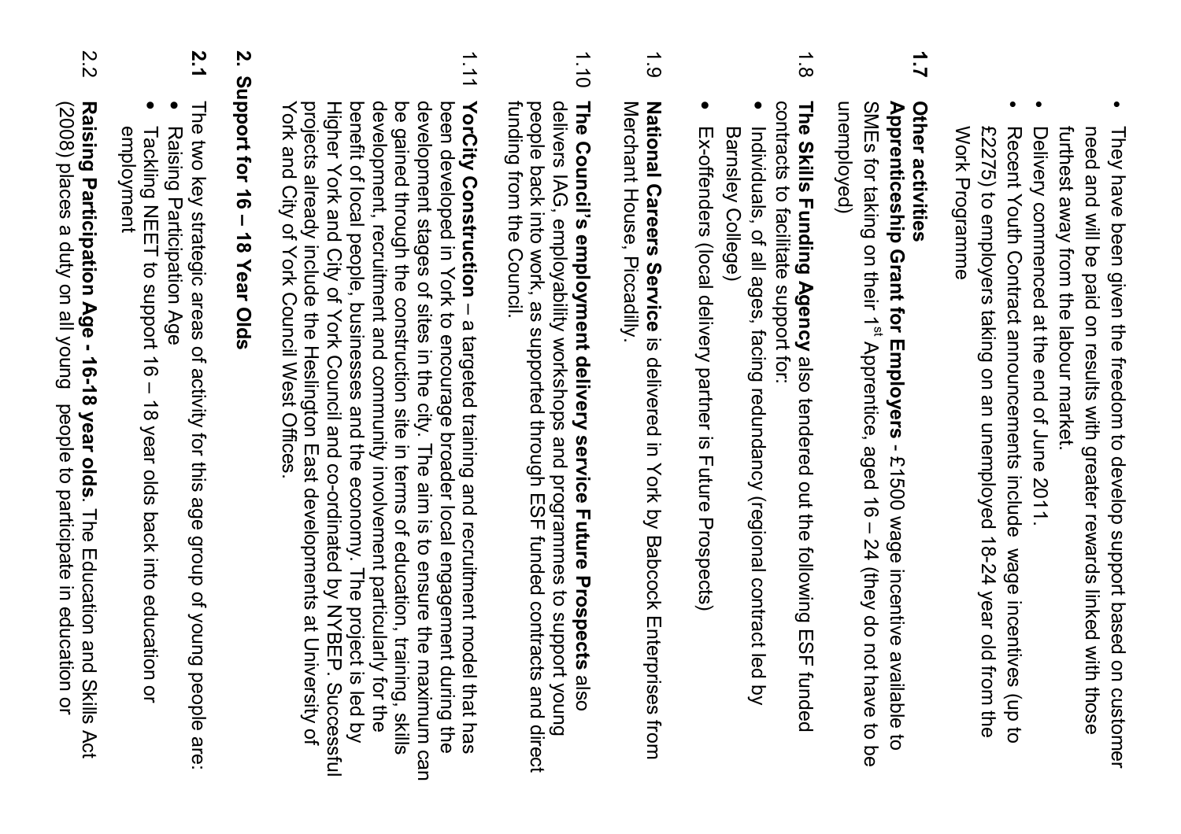- They have been given the freedom to develop support based on customer need and will be paid on results with greater rewards linked with those furthest away from the labour market.
- Delivery commenced at the end of June 2011.
- Recent Youth Contract announcements include wage incentives (up to £2275) to employers taking on an unemployed 18-24 year old from the Work Programme

**1.7 Other activities**

**Apprenticeship Grant for Employers -** £1500 wage incentive available to SMEs for taking on their 1st Apprentice, aged 16 – 24 (they do not have to be unemployed)

1.8 **The Skills Funding Agency** also tendered out the following ESF funded contracts to facilitate support for:

- Individuals, of all ages, facing redundancy (regional contract led by Barnsley College)
- Ex-offenders (local delivery partner is Future Prospects)

1.9 **National Careers Service** is delivered in York by Babcock Enterprises from Merchant House, Piccadilly.

1.10 **The Council's employment delivery service Future Prospects** also delivers IAG, employability workshops and programmes to support young people back into work, as supported through ESF funded contracts and direct funding from the Council.

1.11 **YorCity Construction** – a targeted training and recruitment model that has been developed in York to encourage broader local engagement during the development stages of sites in the city. The aim is to ensure the maximum can be gained through the construction site in terms of education, training, skills development, recruitment and community involvement particularly for the benefit of local people, businesses and the economy. The project is led by Higher York and City of York Council and co-ordinated by NYBEP. Successful projects already include the Heslington East developments at University of York and City of York Council West Offices.

## 2. Support for 16 – 18 Year Olds

**2.1** The two key strategic areas of activity for this age group of young people are:

- Raising Participation Age
- Tackling NEET to support 16 – 18 year olds back into education or employment

2.2 **Raising Participation Age - 16-18 year olds**. The Education and Skills Act (2008) places a duty on all young people to participate in education or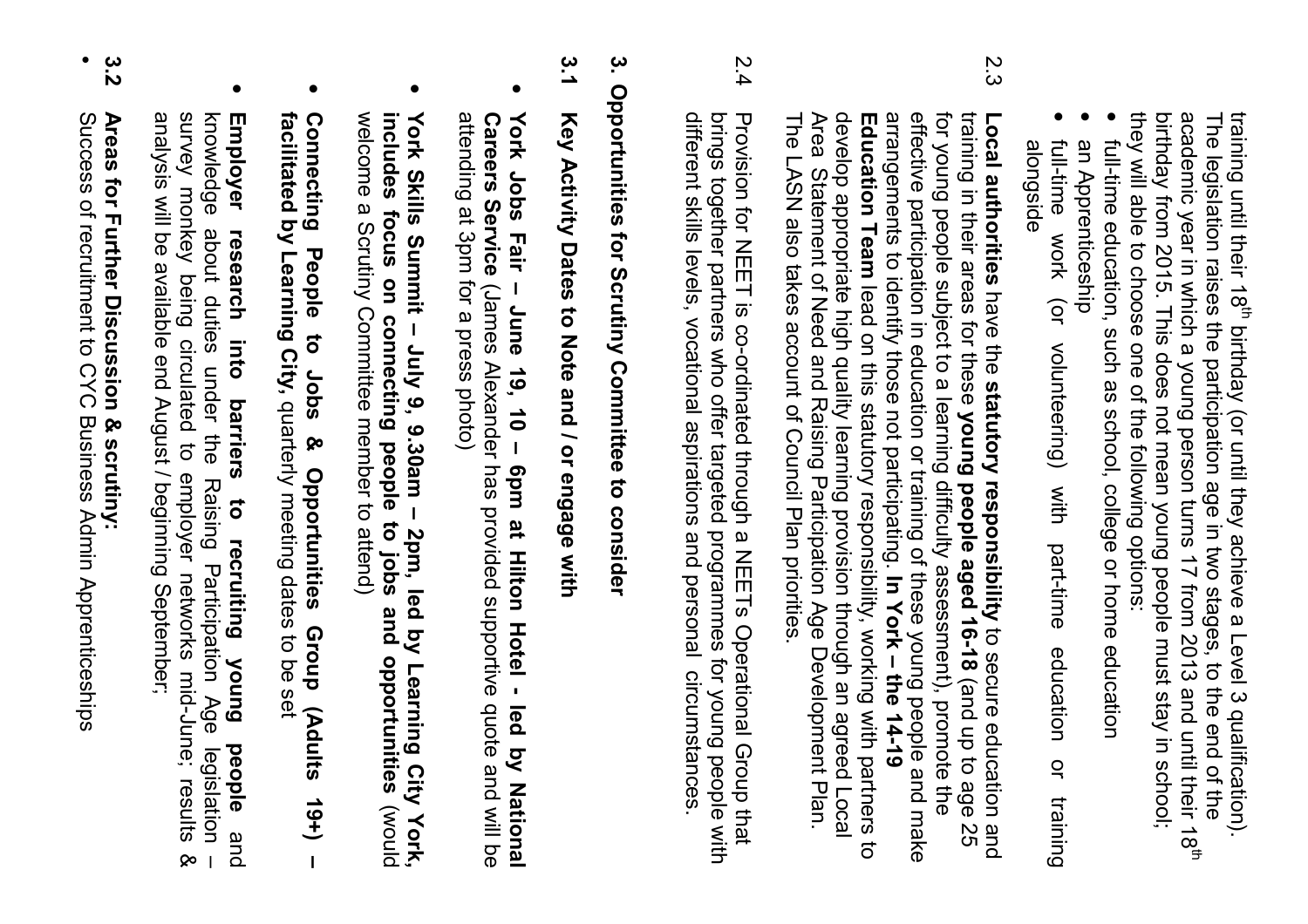training until their 18th birthday (or until they achieve a Level 3 qualification). The legislation raises the participation age in two stages, to the end of the academic year in which a young person turns 17 from 2013 and until their 18th birthday from 2015. This does not mean young people must stay in school; they will able to choose one of the following options:

- full-time education, such as school, college or home education
- an Apprenticeship
- full-time work (or volunteering) with part-time education or training alongside

2.3 **Local authorities** have the **statutory responsibility** to secure education and training in their areas for these **young people aged 16-18** (and up to age 25 for young people subject to a learning difficulty assessment), promote the effective participation in education or training of these young people and make arrangements to identify those not participating. **In York – the 14-19 Education Team** lead on this statutory responsibility, working with partners to develop appropriate high quality learning provision through an agreed Local Area Statement of Need and Raising Participation Age Development Plan. The LASN also takes account of Council Plan priorities.

2.4 Provision for NEET is co-ordinated through a NEETs Operational Group that brings together partners who offer targeted programmes for young people with different skills levels, vocational aspirations and personal circumstances.

## 3. Opportunities for Scrutiny Committee to consider

### 3.1 Key Activity Dates to Note and / or engage with

- **York Jobs Fair – June 19, 10 – 6pm at Hilton Hotel - led by National Careers Service** (James Alexander has provided supportive quote and will be attending at 3pm for a press photo)
- **York Skills Summit – July 9, 9.30am – 2pm, led by Learning City York, includes focus on connecting people to jobs and opportunities** (would welcome a Scrutiny Committee member to attend)
- **Connecting People to Jobs & Opportunities Group (Adults 19+) – facilitated by Learning City,** quarterly meeting dates to be set
- **Employer research into barriers to recruiting young people** and knowledge about duties under the Raising Participation Age legislation – survey monkey being circulated to employer networks mid-June; results & analysis will be available end August / beginning September;

### 3.2 Areas for Further Discussion & scrutiny:

- Success of recruitment to CYC Business Admin Apprenticeships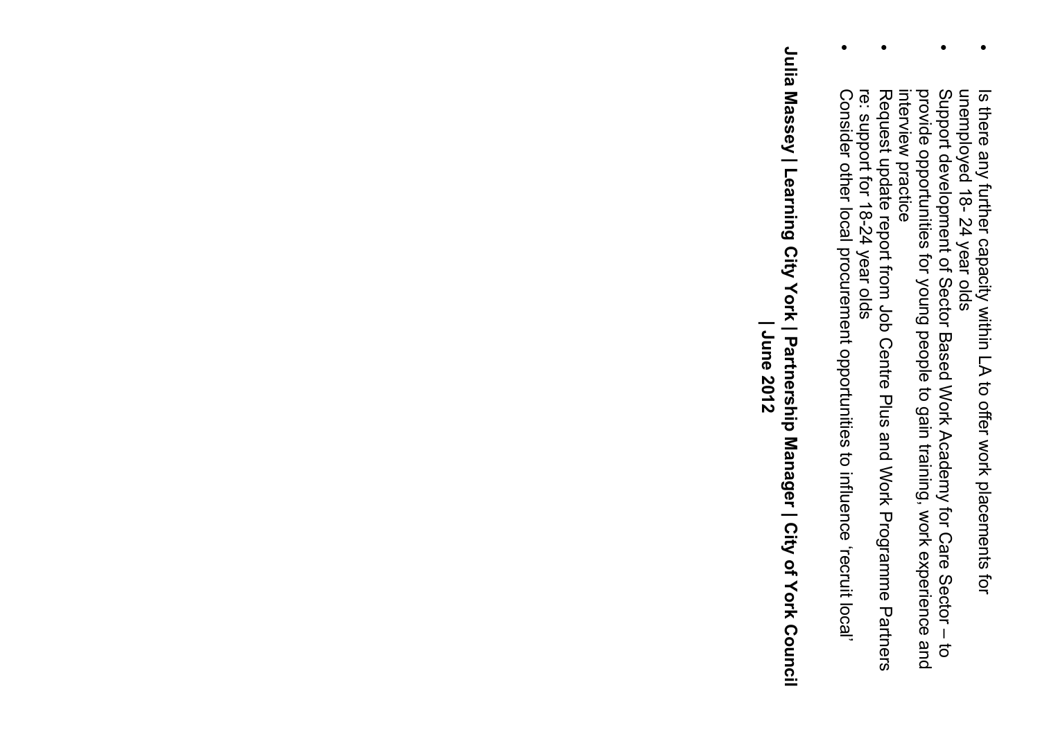- Is there any further capacity within LA to offer work placements for unemployed 18- 24 year olds
- Support development of Sector Based Work Academy for Care Sector – to provide opportunities for young people to gain training, work experience and interview practice
- Request update report from Job Centre Plus and Work Programme Partners re: support for 18-24 year olds
- Consider other local procurement opportunities to influence 'recruit local'

**Julia Massey | Learning City York | Partnership Manager | City of York Council | June 2012**